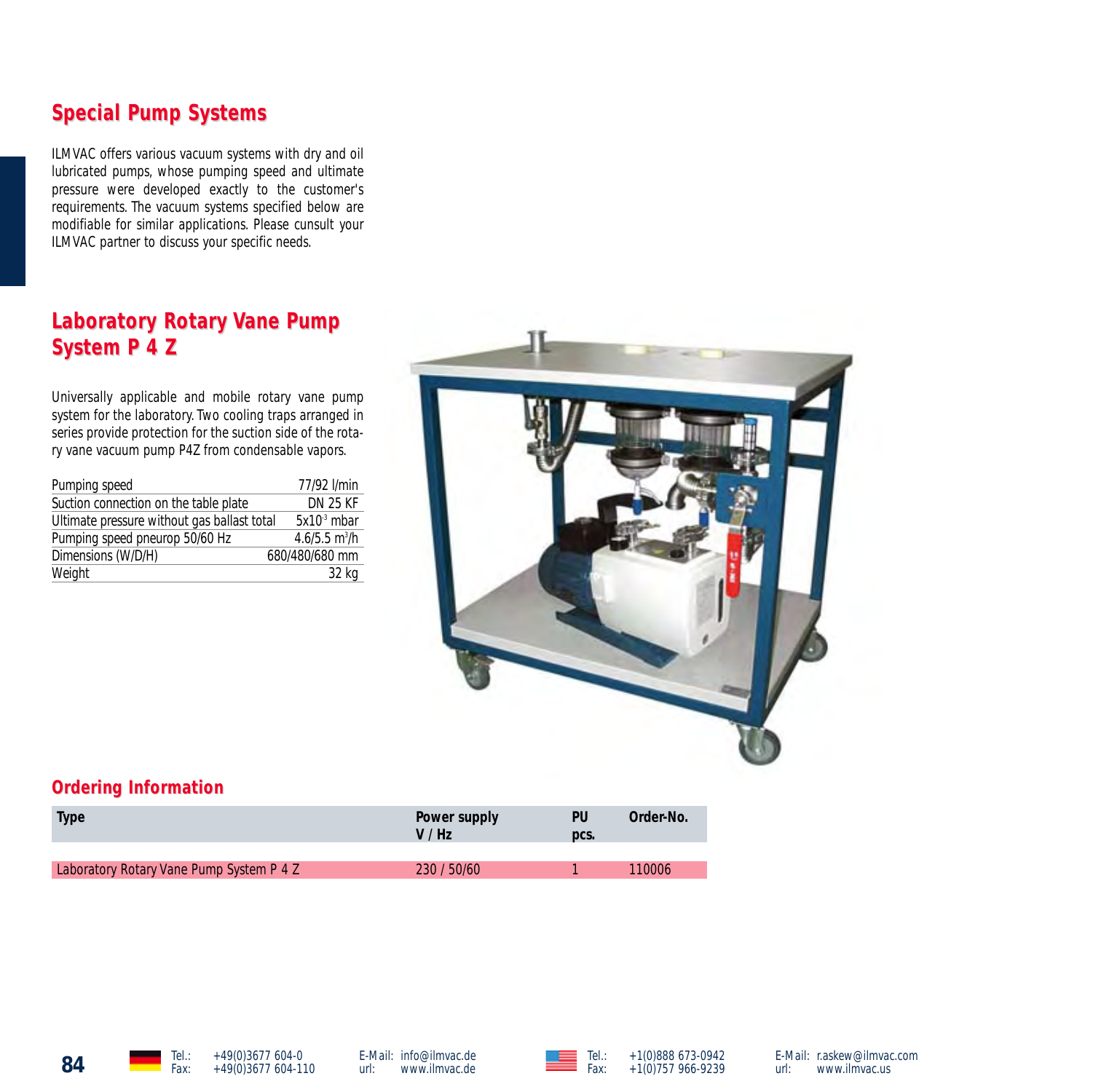## Special Pump Systems

ILMVAC offers various vacuum systems with dry and oil lubricated pumps, whose pumping speed and ultimate pressure were developed exactly to the customer's requirements. The vacuum systems specified below are modifiable for similar applications. Please cunsult your ILMVAC partner to discuss your specific needs.

## Laboratory Rotary Vane Pump System P 4 Z

Universally applicable and mobile rotary vane pump system for the laboratory. Two cooling traps arranged in series provide protection for the suction side of the rotary vane vacuum pump P4Z from condensable vapors.

| | |
|---|---|
| Pumping speed | 77/92 l/min |
| Suction connection on the table plate | DN 25 KF |
| Ultimate pressure without gas ballast total | $5x10^{-3}$ mbar |
| Pumping speed pneurop 50/60 Hz | 4.6/5.5 $m^3/h$ |
| Dimensions (W/D/H) | 680/480/680 mm |
| Weight | 32 kg |

## Ordering Information

| Type | Power supply V / Hz | PU pcs. | Order-No. |
|---|---|---|---|
| Laboratory Rotary Vane Pump System P 4 Z | 230 / 50/60 | 1 | 110006 |

Tel.: +49(0)3677 604-0
Fax: +49(0)3677 604-110
E-Mail: info@ilmvac.de
url: www.ilmvac.de

Tel.: +1(0)888 673-0942
Fax: +1(0)757 966-9239
E-Mail: r.askew@ilmvac.com
url: www.ilmvac.us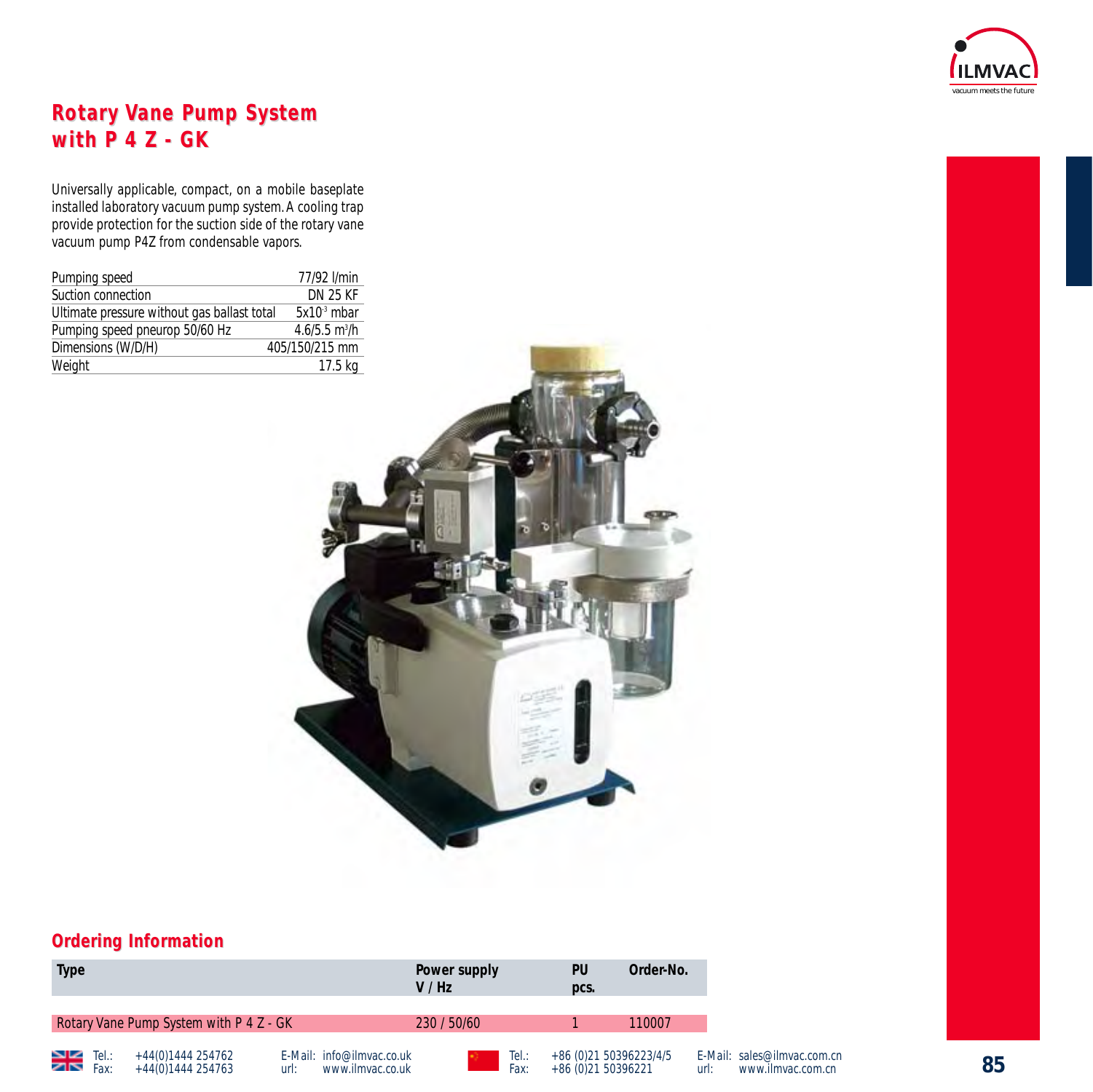# Rotary Vane Pump System with P 4 Z - GK

Universally applicable, compact, on a mobile baseplate installed laboratory vacuum pump system. A cooling trap provide protection for the suction side of the rotary vane vacuum pump P4Z from condensable vapors.

| | |
|---|---|
| Pumping speed | 77/92 l/min |
| Suction connection | DN 25 KF |
| Ultimate pressure without gas ballast total | $5x10^{-3}$ mbar |
| Pumping speed pneurop 50/60 Hz | 4.6/5.5 $m^3/h$ |
| Dimensions (W/D/H) | 405/150/215 mm |
| Weight | 17.5 kg |

## Ordering Information

| Type | Power supply V / Hz | PU pcs. | Order-No. |
|---|---|---|---|
| Rotary Vane Pump System with P 4 Z - GK | 230 / 50/60 | 1 | 110007 |

Tel.: +44(0)1444 254762
Fax: +44(0)1444 254763
E-Mail: info@ilmvac.co.uk
url: www.ilmvac.co.uk

Tel.: +86 (0)21 50396223/4/5
Fax: +86 (0)21 50396221
E-Mail: sales@ilmvac.com.cn
url: www.ilmvac.com.cn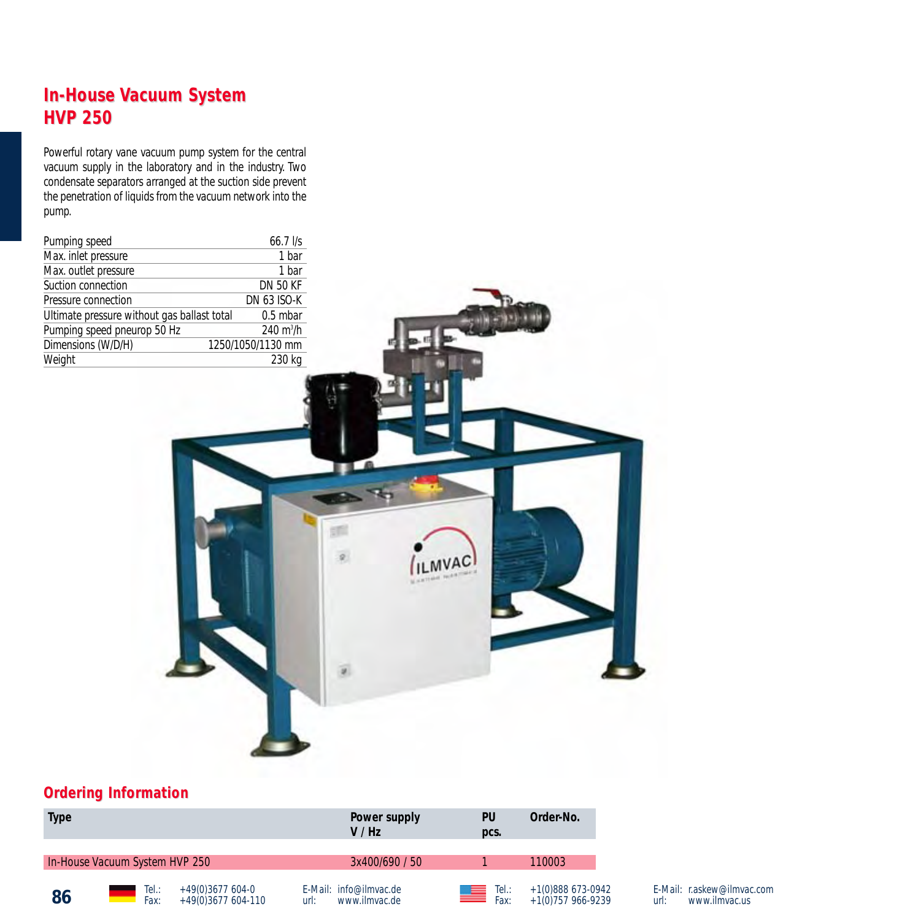# In-House Vacuum System
# HVP 250

Powerful rotary vane vacuum pump system for the central vacuum supply in the laboratory and in the industry. Two condensate separators arranged at the suction side prevent the penetration of liquids from the vacuum network into the pump.

| | |
|---|---|
| Pumping speed | 66.7 l/s |
| Max. inlet pressure | 1 bar |
| Max. outlet pressure | 1 bar |
| Suction connection | DN 50 KF |
| Pressure connection | DN 63 ISO-K |
| Ultimate pressure without gas ballast total | 0.5 mbar |
| Pumping speed pneurop 50 Hz | 240 $m^3/h$ |
| Dimensions (W/D/H) | 1250/1050/1130 mm |
| Weight | 230 kg |

## Ordering Information

| Type | Power supply V / Hz | PU pcs. | Order-No. |
|---|---|---|---|
| In-House Vacuum System HVP 250 | 3x400/690 / 50 | 1 | 110003 |

Tel.: +49(0)3677 604-0
Fax: +49(0)3677 604-110
E-Mail: info@ilmvac.de
url: www.ilmvac.de

Tel.: +1(0)888 673-0942
Fax: +1(0)757 966-9239
E-Mail: r.askew@ilmvac.com
url: www.ilmvac.us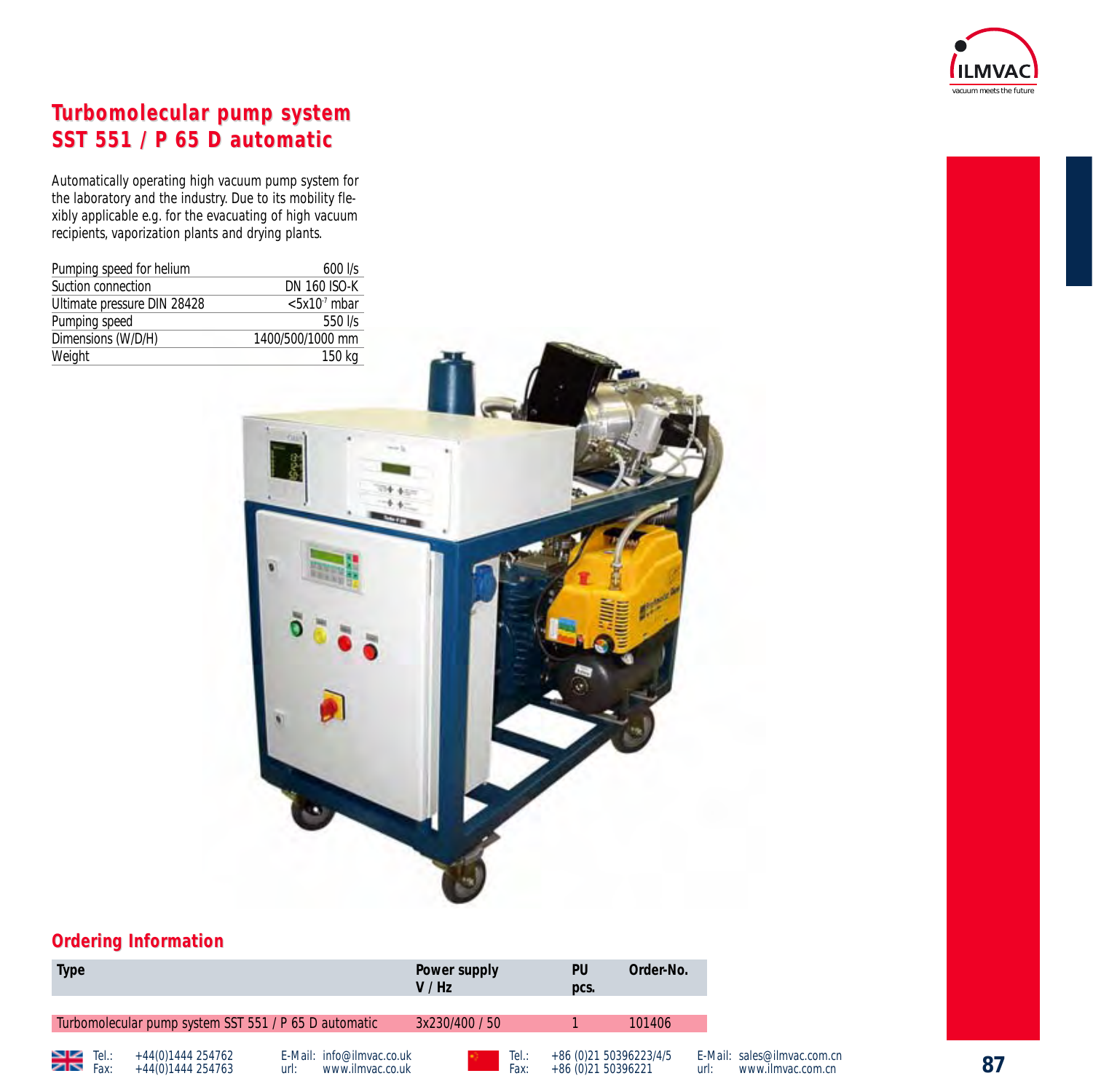## Turbomolecular pump system SST 551 / P 65 D automatic

Automatically operating high vacuum pump system for the laboratory and the industry. Due to its mobility flexibly applicable e.g. for the evacuating of high vacuum recipients, vaporization plants and drying plants.

| | |
|---|---|
| Pumping speed for helium | 600 l/s |
| Suction connection | DN 160 ISO-K |
| Ultimate pressure DIN 28428 | $<5x10^{-7}$ mbar |
| Pumping speed | 550 l/s |
| Dimensions (W/D/H) | 1400/500/1000 mm |
| Weight | 150 kg |

## Ordering Information

| Type | Power supply V / Hz | PU pcs. | Order-No. |
|---|---|---|---|
| Turbomolecular pump system SST 551 / P 65 D automatic | 3x230/400 / 50 | 1 | 101406 |

Tel.: +44(0)1444 254762
Fax: +44(0)1444 254763
E-Mail: info@ilmvac.co.uk
url: www.ilmvac.co.uk

Tel.: +86 (0)21 50396223/4/5
Fax: +86 (0)21 50396221
E-Mail: sales@ilmvac.com.cn
url: www.ilmvac.com.cn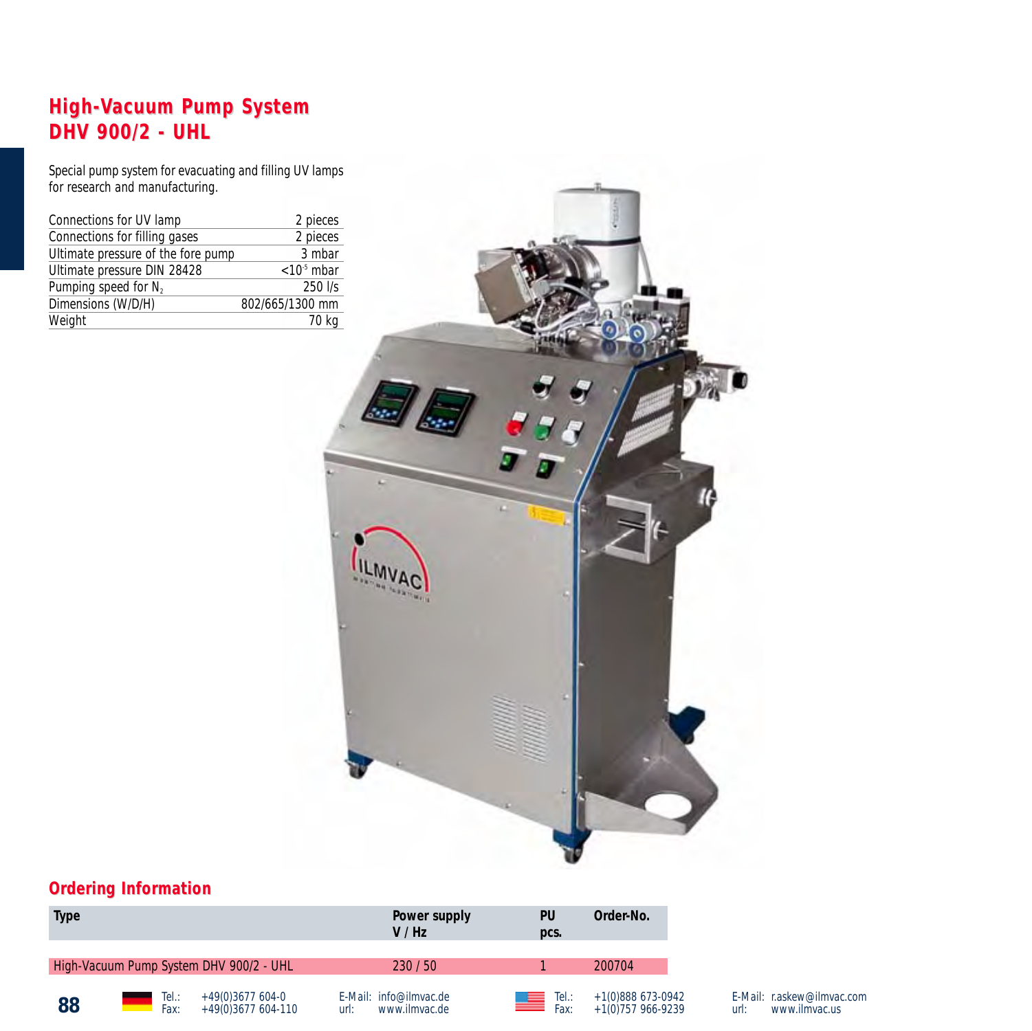# High-Vacuum Pump System DHV 900/2 - UHL

Special pump system for evacuating and filling UV lamps for research and manufacturing.

| | |
|---|---|
| Connections for UV lamp | 2 pieces |
| Connections for filling gases | 2 pieces |
| Ultimate pressure of the fore pump | 3 mbar |
| Ultimate pressure DIN 28428 | $<10^{-5}$ mbar |
| Pumping speed for $N_2$ | 250 l/s |
| Dimensions (W/D/H) | 802/665/1300 mm |
| Weight | 70 kg |

## Ordering Information

| Type | Power supply V / Hz | PU pcs. | Order-No. |
|---|---|---|---|
| High-Vacuum Pump System DHV 900/2 - UHL | 230 / 50 | 1 | 200704 |

Tel.: +49(0)3677 604-0
Fax: +49(0)3677 604-110
E-Mail: info@ilmvac.de
url: www.ilmvac.de

Tel.: +1(0)888 673-0942
Fax: +1(0)757 966-9239
E-Mail: r.askew@ilmvac.com
url: www.ilmvac.us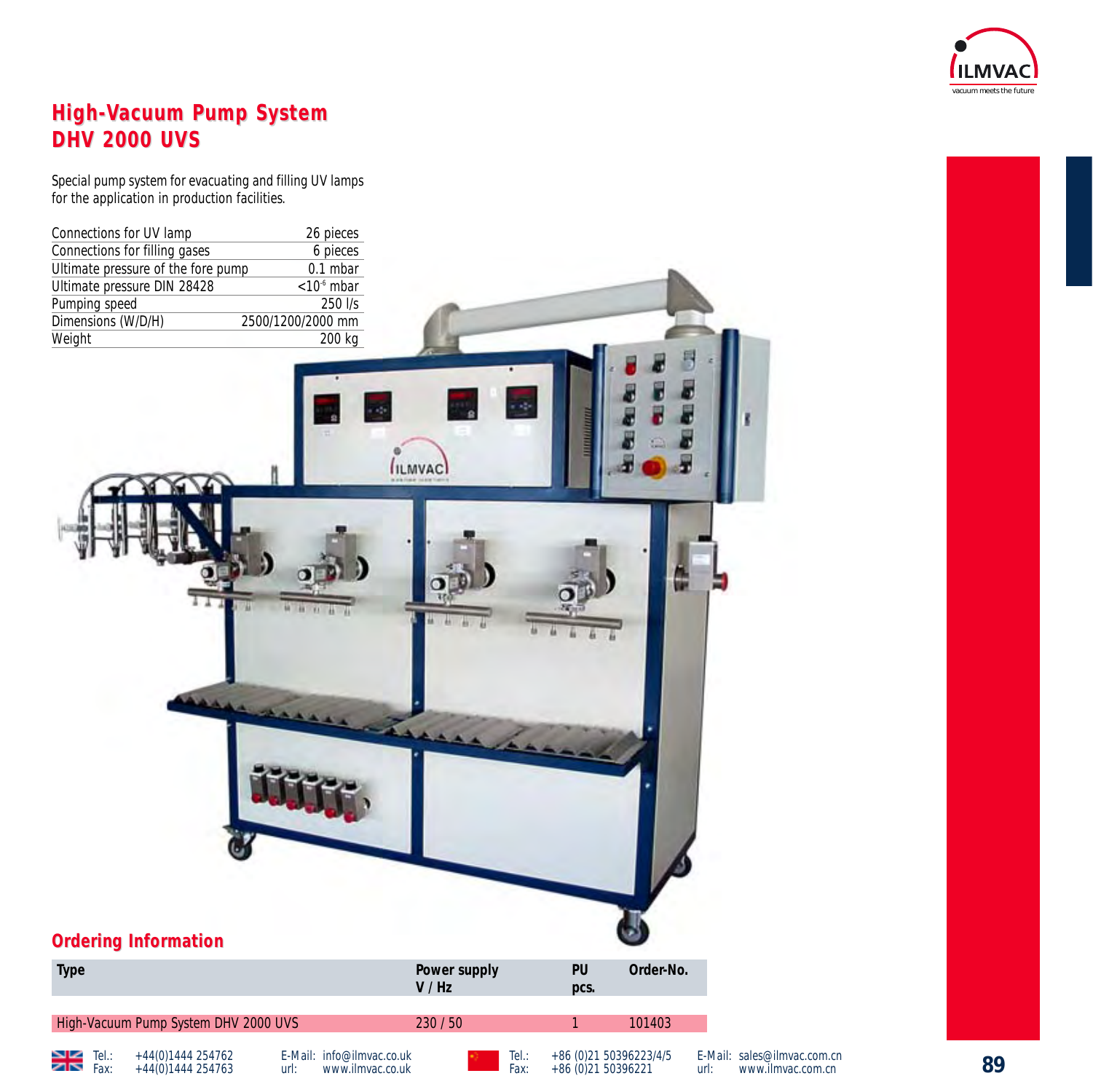# High-Vacuum Pump System DHV 2000 UVS

Special pump system for evacuating and filling UV lamps for the application in production facilities.

| | |
|---|---|
| Connections for UV lamp | 26 pieces |
| Connections for filling gases | 6 pieces |
| Ultimate pressure of the fore pump | 0.1 mbar |
| Ultimate pressure DIN 28428 | $<10^{-6}$ mbar |
| Pumping speed | 250 l/s |
| Dimensions (W/D/H) | 2500/1200/2000 mm |
| Weight | 200 kg |

## Ordering Information

| Type | Power supply V / Hz | PU pcs. | Order-No. |
|---|---|---|---|
| High-Vacuum Pump System DHV 2000 UVS | 230 / 50 | 1 | 101403 |

Tel.: +44(0)1444 254762 E-Mail: info@ilmvac.co.uk
Fax: +44(0)1444 254763 url: www.ilmvac.co.uk

Tel.: +86 (0)21 50396223/4/5 E-Mail: sales@ilmvac.com.cn
Fax: +86 (0)21 50396221 url: www.ilmvac.com.cn